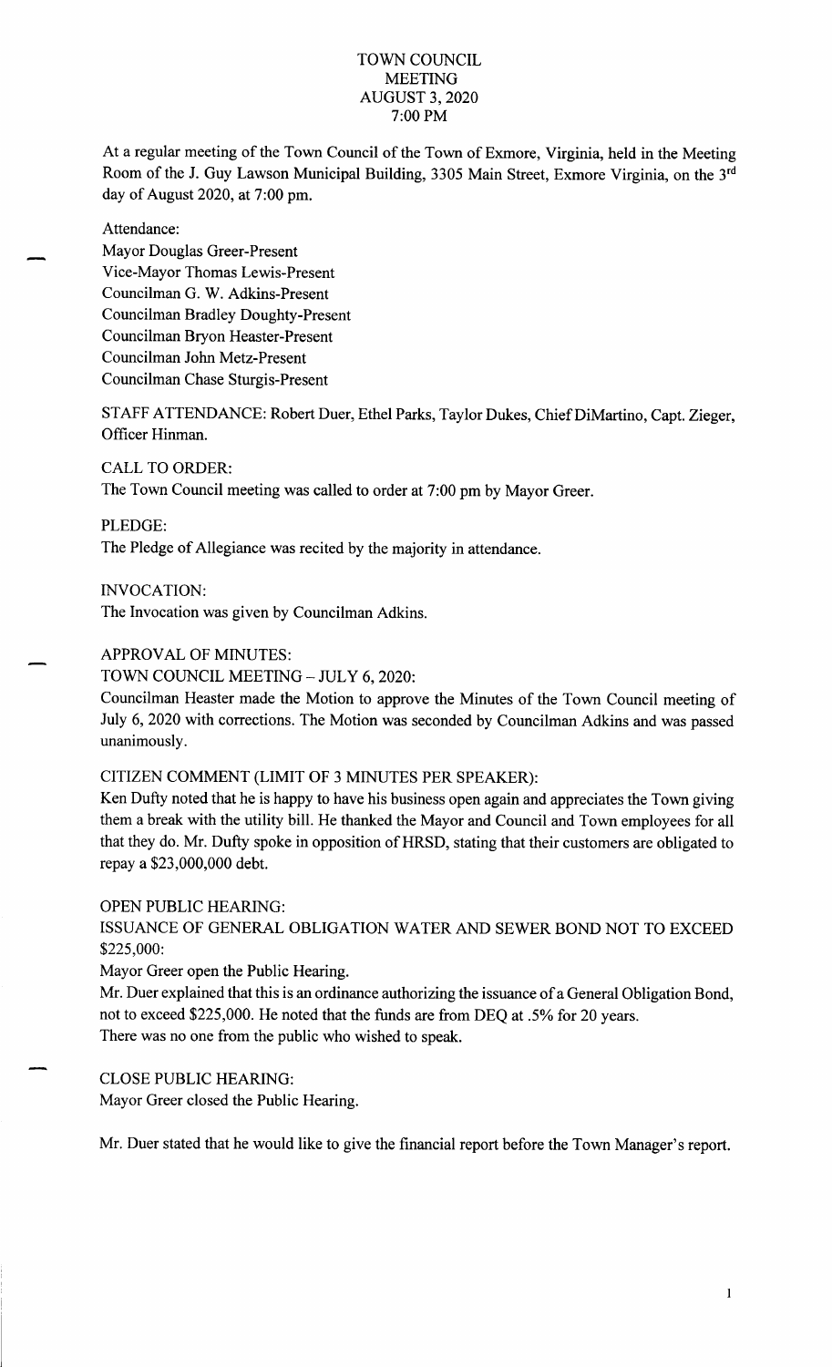# TOWN COUNCIL MEETING
# AUGUST 3, 2020
# 7:00 PM

At a regular meeting of the Town Council of the Town of Exmore, Virginia, held in the Meeting Room of the J. Guy Lawson Municipal Building, 3305 Main Street, Exmore Virginia, on the 3rd day of August 2020, at 7:00 pm.

Attendance:

Mayor Douglas Greer-Present
Vice-Mayor Thomas Lewis-Present
Councilman G. W. Adkins-Present
Councilman Bradley Doughty-Present
Councilman Bryon Heaster-Present
Councilman John Metz-Present
Councilman Chase Sturgis-Present

STAFF ATTENDANCE: Robert Duer, Ethel Parks, Taylor Dukes, Chief DiMartino, Capt. Zieger, Officer Hinman.

CALL TO ORDER:
The Town Council meeting was called to order at 7:00 pm by Mayor Greer.

PLEDGE:
The Pledge of Allegiance was recited by the majority in attendance.

INVOCATION:
The Invocation was given by Councilman Adkins.

APPROVAL OF MINUTES:
TOWN COUNCIL MEETING – JULY 6, 2020:
Councilman Heaster made the Motion to approve the Minutes of the Town Council meeting of July 6, 2020 with corrections. The Motion was seconded by Councilman Adkins and was passed unanimously.

CITIZEN COMMENT (LIMIT OF 3 MINUTES PER SPEAKER):
Ken Dufty noted that he is happy to have his business open again and appreciates the Town giving them a break with the utility bill. He thanked the Mayor and Council and Town employees for all that they do. Mr. Dufty spoke in opposition of HRSD, stating that their customers are obligated to repay a $23,000,000 debt.

OPEN PUBLIC HEARING:
ISSUANCE OF GENERAL OBLIGATION WATER AND SEWER BOND NOT TO EXCEED $225,000:
Mayor Greer open the Public Hearing.
Mr. Duer explained that this is an ordinance authorizing the issuance of a General Obligation Bond, not to exceed $225,000. He noted that the funds are from DEQ at .5% for 20 years.
There was no one from the public who wished to speak.

CLOSE PUBLIC HEARING:
Mayor Greer closed the Public Hearing.

Mr. Duer stated that he would like to give the financial report before the Town Manager's report.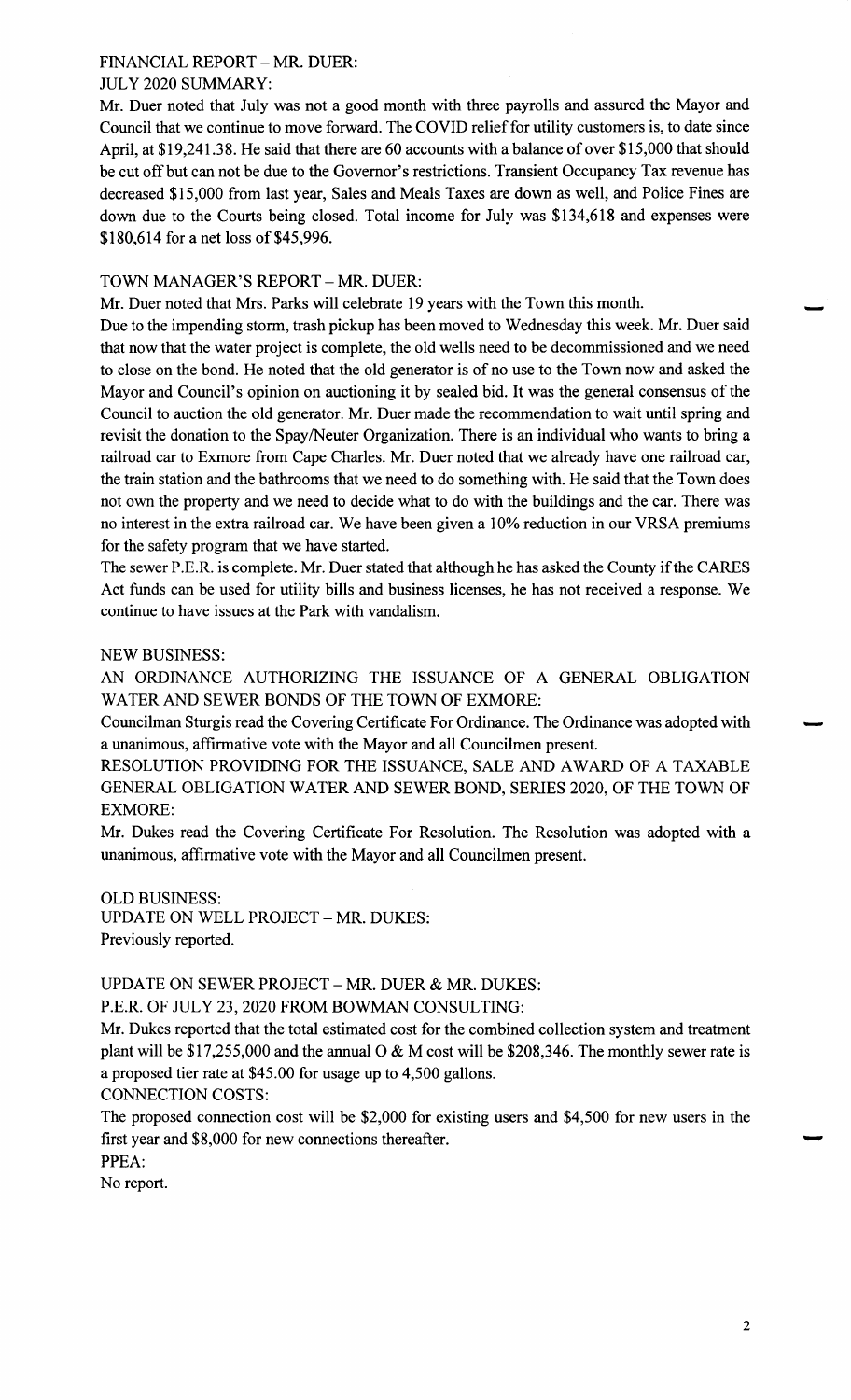FINANCIAL REPORT – MR. DUER:

JULY 2020 SUMMARY:

Mr. Duer noted that July was not a good month with three payrolls and assured the Mayor and Council that we continue to move forward. The COVID relief for utility customers is, to date since April, at $19,241.38. He said that there are 60 accounts with a balance of over $15,000 that should be cut off but can not be due to the Governor's restrictions. Transient Occupancy Tax revenue has decreased $15,000 from last year, Sales and Meals Taxes are down as well, and Police Fines are down due to the Courts being closed. Total income for July was $134,618 and expenses were $180,614 for a net loss of $45,996.

TOWN MANAGER'S REPORT – MR. DUER:

Mr. Duer noted that Mrs. Parks will celebrate 19 years with the Town this month.

Due to the impending storm, trash pickup has been moved to Wednesday this week. Mr. Duer said that now that the water project is complete, the old wells need to be decommissioned and we need to close on the bond. He noted that the old generator is of no use to the Town now and asked the Mayor and Council's opinion on auctioning it by sealed bid. It was the general consensus of the Council to auction the old generator. Mr. Duer made the recommendation to wait until spring and revisit the donation to the Spay/Neuter Organization. There is an individual who wants to bring a railroad car to Exmore from Cape Charles. Mr. Duer noted that we already have one railroad car, the train station and the bathrooms that we need to do something with. He said that the Town does not own the property and we need to decide what to do with the buildings and the car. There was no interest in the extra railroad car. We have been given a 10% reduction in our VRSA premiums for the safety program that we have started.

The sewer P.E.R. is complete. Mr. Duer stated that although he has asked the County if the CARES Act funds can be used for utility bills and business licenses, he has not received a response. We continue to have issues at the Park with vandalism.

NEW BUSINESS:

AN ORDINANCE AUTHORIZING THE ISSUANCE OF A GENERAL OBLIGATION WATER AND SEWER BONDS OF THE TOWN OF EXMORE:

Councilman Sturgis read the Covering Certificate For Ordinance. The Ordinance was adopted with a unanimous, affirmative vote with the Mayor and all Councilmen present.

RESOLUTION PROVIDING FOR THE ISSUANCE, SALE AND AWARD OF A TAXABLE GENERAL OBLIGATION WATER AND SEWER BOND, SERIES 2020, OF THE TOWN OF EXMORE:

Mr. Dukes read the Covering Certificate For Resolution. The Resolution was adopted with a unanimous, affirmative vote with the Mayor and all Councilmen present.

OLD BUSINESS:

UPDATE ON WELL PROJECT – MR. DUKES:

Previously reported.

UPDATE ON SEWER PROJECT – MR. DUER & MR. DUKES:

P.E.R. OF JULY 23, 2020 FROM BOWMAN CONSULTING:

Mr. Dukes reported that the total estimated cost for the combined collection system and treatment plant will be $17,255,000 and the annual O & M cost will be $208,346. The monthly sewer rate is a proposed tier rate at $45.00 for usage up to 4,500 gallons.

CONNECTION COSTS:

The proposed connection cost will be $2,000 for existing users and $4,500 for new users in the first year and $8,000 for new connections thereafter.

PPEA:

No report.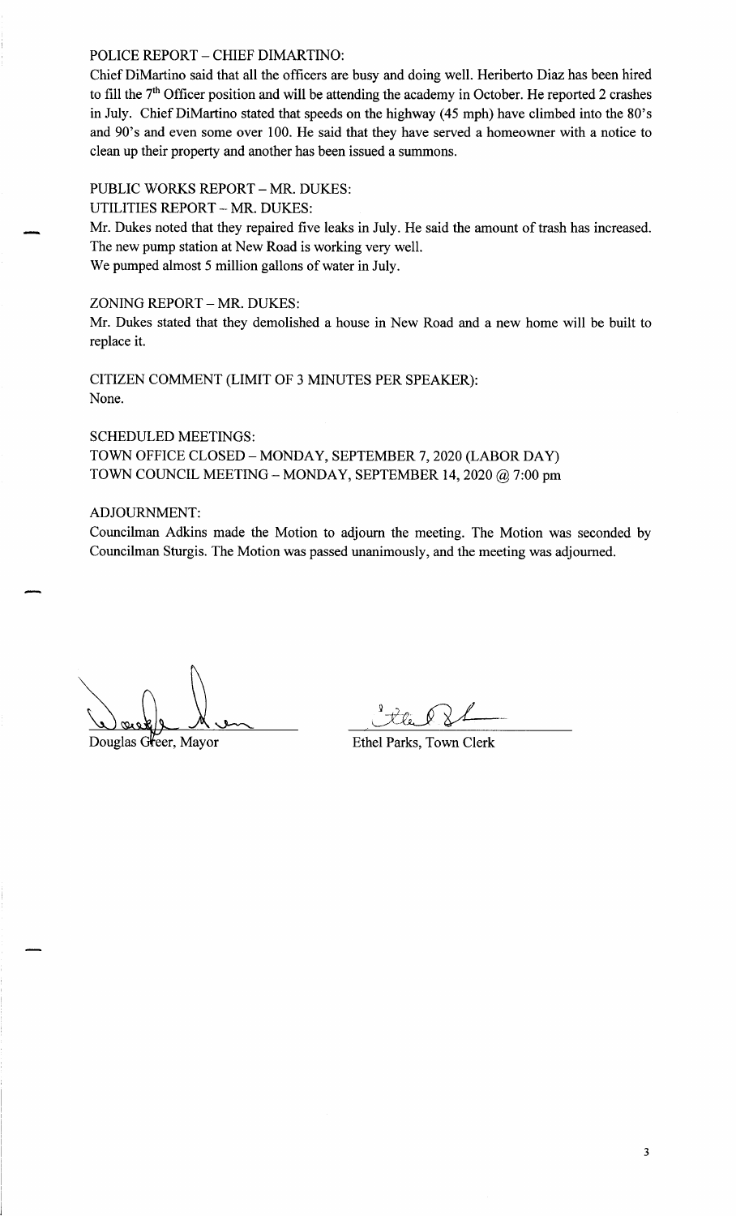POLICE REPORT – CHIEF DIMARTINO:

Chief DiMartino said that all the officers are busy and doing well. Heriberto Diaz has been hired to fill the 7th Officer position and will be attending the academy in October. He reported 2 crashes in July. Chief DiMartino stated that speeds on the highway (45 mph) have climbed into the 80's and 90's and even some over 100. He said that they have served a homeowner with a notice to clean up their property and another has been issued a summons.

PUBLIC WORKS REPORT – MR. DUKES:

UTILITIES REPORT – MR. DUKES:

Mr. Dukes noted that they repaired five leaks in July. He said the amount of trash has increased. The new pump station at New Road is working very well.
We pumped almost 5 million gallons of water in July.

ZONING REPORT – MR. DUKES:

Mr. Dukes stated that they demolished a house in New Road and a new home will be built to replace it.

CITIZEN COMMENT (LIMIT OF 3 MINUTES PER SPEAKER):
None.

SCHEDULED MEETINGS:
TOWN OFFICE CLOSED – MONDAY, SEPTEMBER 7, 2020 (LABOR DAY)
TOWN COUNCIL MEETING – MONDAY, SEPTEMBER 14, 2020 @ 7:00 pm

ADJOURNMENT:

Councilman Adkins made the Motion to adjourn the meeting. The Motion was seconded by Councilman Sturgis. The Motion was passed unanimously, and the meeting was adjourned.

Douglas Greer, Mayor

Ethel Parks, Town Clerk